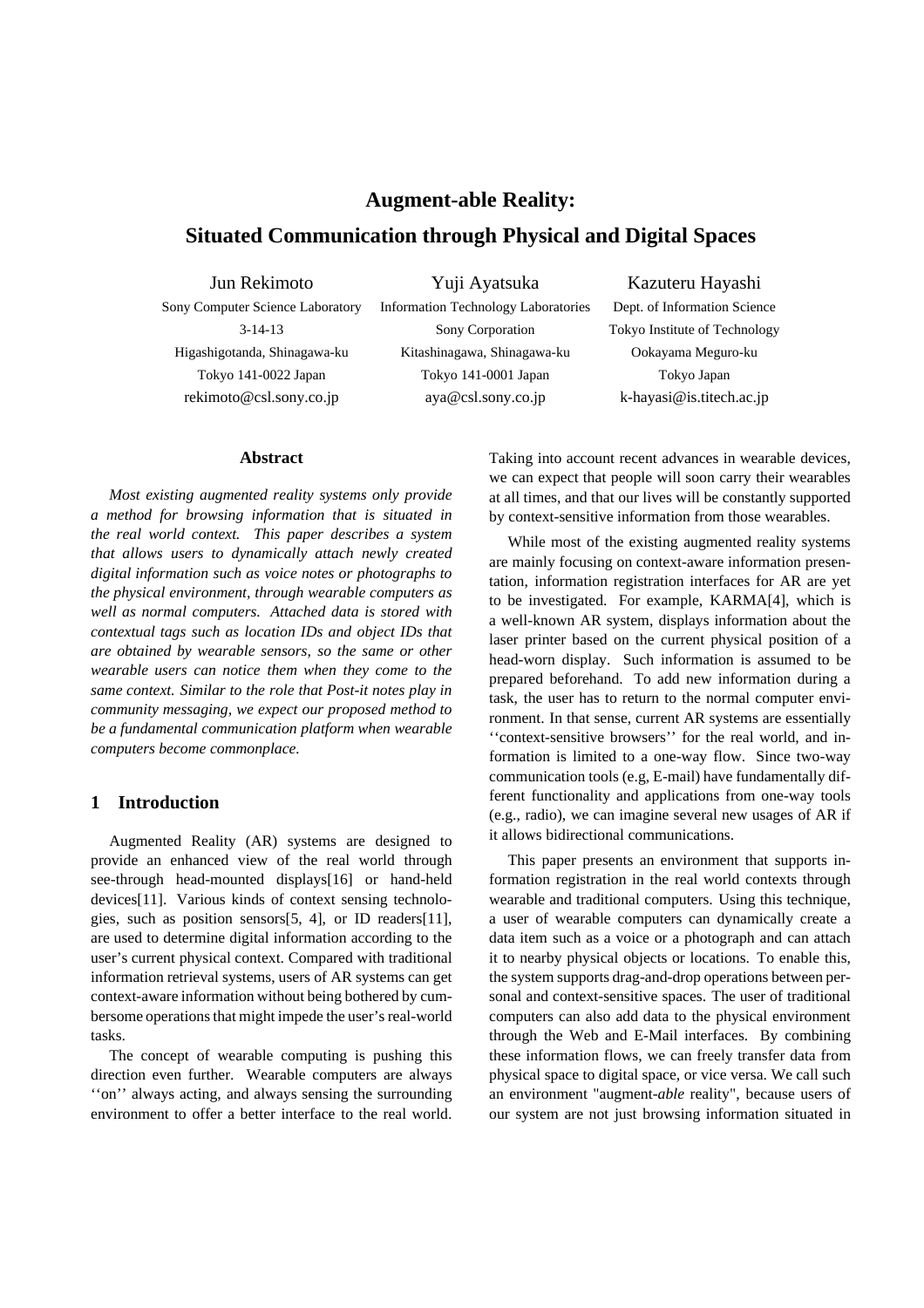# Augment-able Reality: Situated Communication through Physical and Digital Spaces

Jun Rekimoto
Sony Computer Science Laboratory
3-14-13
Higashigotanda, Shinagawa-ku
Tokyo 141-0022 Japan
rekimoto@csl.sony.co.jp

Yuji Ayatsuka
Information Technology Laboratories
Sony Corporation
Kitashinagawa, Shinagawa-ku
Tokyo 141-0001 Japan
aya@csl.sony.co.jp

Kazuteru Hayashi
Dept. of Information Science
Tokyo Institute of Technology
Ookayama Meguro-ku
Tokyo Japan
k-hayasi@is.titech.ac.jp

## Abstract

*Most existing augmented reality systems only provide a method for browsing information that is situated in the real world context. This paper describes a system that allows users to dynamically attach newly created digital information such as voice notes or photographs to the physical environment, through wearable computers as well as normal computers. Attached data is stored with contextual tags such as location IDs and object IDs that are obtained by wearable sensors, so the same or other wearable users can notice them when they come to the same context. Similar to the role that Post-it notes play in community messaging, we expect our proposed method to be a fundamental communication platform when wearable computers become commonplace.*

## 1 Introduction

Augmented Reality (AR) systems are designed to provide an enhanced view of the real world through see-through head-mounted displays[16] or hand-held devices[11]. Various kinds of context sensing technologies, such as position sensors[5, 4], or ID readers[11], are used to determine digital information according to the user's current physical context. Compared with traditional information retrieval systems, users of AR systems can get context-aware information without being bothered by cumbersome operations that might impede the user's real-world tasks.

The concept of wearable computing is pushing this direction even further. Wearable computers are always ''on'' always acting, and always sensing the surrounding environment to offer a better interface to the real world. Taking into account recent advances in wearable devices, we can expect that people will soon carry their wearables at all times, and that our lives will be constantly supported by context-sensitive information from those wearables.

While most of the existing augmented reality systems are mainly focusing on context-aware information presentation, information registration interfaces for AR are yet to be investigated. For example, KARMA[4], which is a well-known AR system, displays information about the laser printer based on the current physical position of a head-worn display. Such information is assumed to be prepared beforehand. To add new information during a task, the user has to return to the normal computer environment. In that sense, current AR systems are essentially ''context-sensitive browsers'' for the real world, and information is limited to a one-way flow. Since two-way communication tools (e.g, E-mail) have fundamentally different functionality and applications from one-way tools (e.g., radio), we can imagine several new usages of AR if it allows bidirectional communications.

This paper presents an environment that supports information registration in the real world contexts through wearable and traditional computers. Using this technique, a user of wearable computers can dynamically create a data item such as a voice or a photograph and can attach it to nearby physical objects or locations. To enable this, the system supports drag-and-drop operations between personal and context-sensitive spaces. The user of traditional computers can also add data to the physical environment through the Web and E-Mail interfaces. By combining these information flows, we can freely transfer data from physical space to digital space, or vice versa. We call such an environment "augment-*able* reality", because users of our system are not just browsing information situated in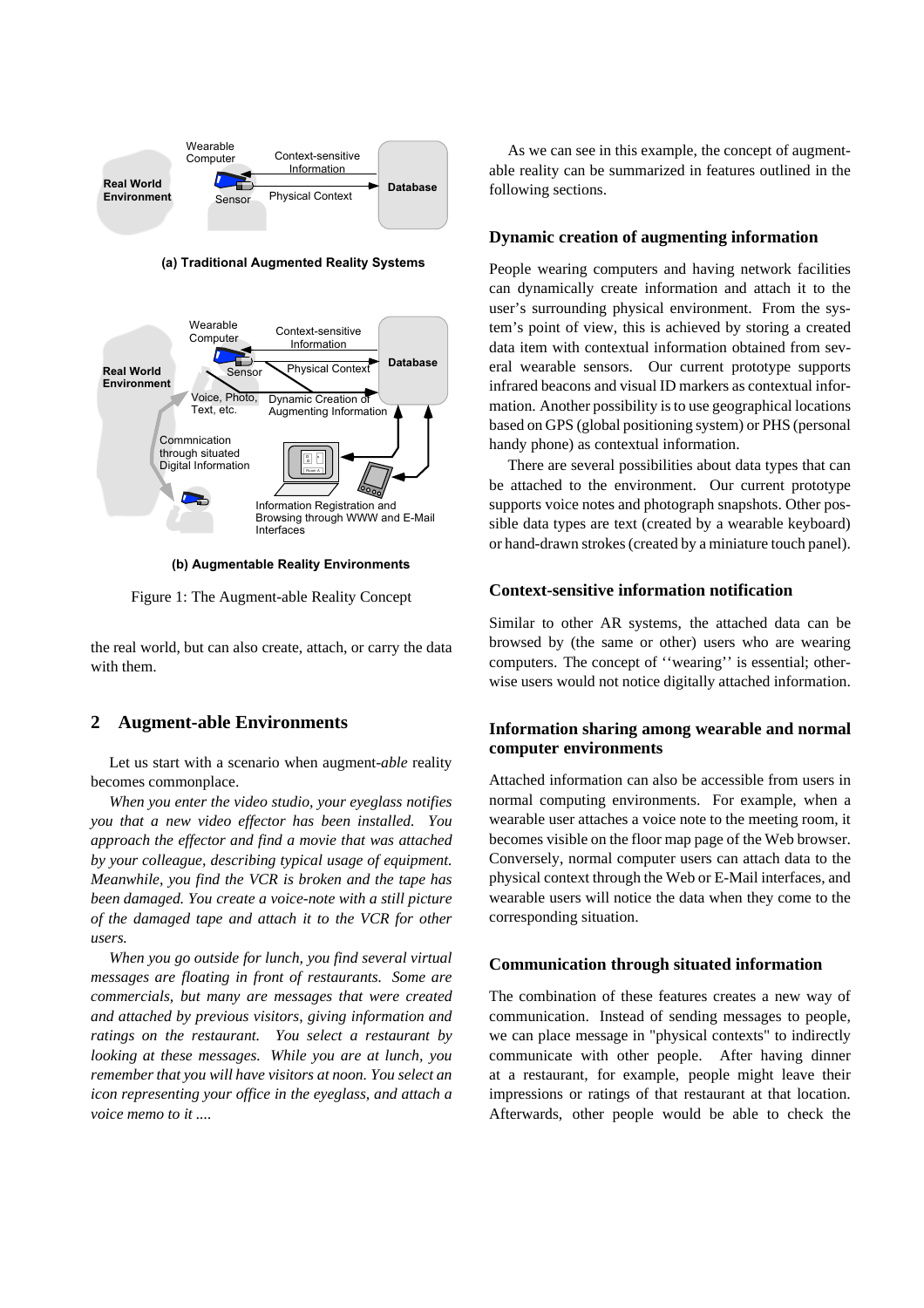(a) Traditional Augmented Reality Systems

(b) Augmentable Reality Environments

Figure 1: The Augment-able Reality Concept

the real world, but can also create, attach, or carry the data with them.

## 2 Augment-able Environments

Let us start with a scenario when augment-*able* reality becomes commonplace.

*When you enter the video studio, your eyeglass notifies you that a new video effector has been installed. You approach the effector and find a movie that was attached by your colleague, describing typical usage of equipment. Meanwhile, you find the VCR is broken and the tape has been damaged. You create a voice-note with a still picture of the damaged tape and attach it to the VCR for other users.*

*When you go outside for lunch, you find several virtual messages are floating in front of restaurants. Some are commercials, but many are messages that were created and attached by previous visitors, giving information and ratings on the restaurant. You select a restaurant by looking at these messages. While you are at lunch, you remember that you will have visitors at noon. You select an icon representing your office in the eyeglass, and attach a voice memo to it ....*

As we can see in this example, the concept of augment-able reality can be summarized in features outlined in the following sections.

### Dynamic creation of augmenting information

People wearing computers and having network facilities can dynamically create information and attach it to the user's surrounding physical environment. From the system's point of view, this is achieved by storing a created data item with contextual information obtained from several wearable sensors. Our current prototype supports infrared beacons and visual ID markers as contextual information. Another possibility is to use geographical locations based on GPS (global positioning system) or PHS (personal handy phone) as contextual information.

There are several possibilities about data types that can be attached to the environment. Our current prototype supports voice notes and photograph snapshots. Other possible data types are text (created by a wearable keyboard) or hand-drawn strokes (created by a miniature touch panel).

### Context-sensitive information notification

Similar to other AR systems, the attached data can be browsed by (the same or other) users who are wearing computers. The concept of ''wearing'' is essential; otherwise users would not notice digitally attached information.

### Information sharing among wearable and normal computer environments

Attached information can also be accessible from users in normal computing environments. For example, when a wearable user attaches a voice note to the meeting room, it becomes visible on the floor map page of the Web browser. Conversely, normal computer users can attach data to the physical context through the Web or E-Mail interfaces, and wearable users will notice the data when they come to the corresponding situation.

### Communication through situated information

The combination of these features creates a new way of communication. Instead of sending messages to people, we can place message in "physical contexts" to indirectly communicate with other people. After having dinner at a restaurant, for example, people might leave their impressions or ratings of that restaurant at that location. Afterwards, other people would be able to check the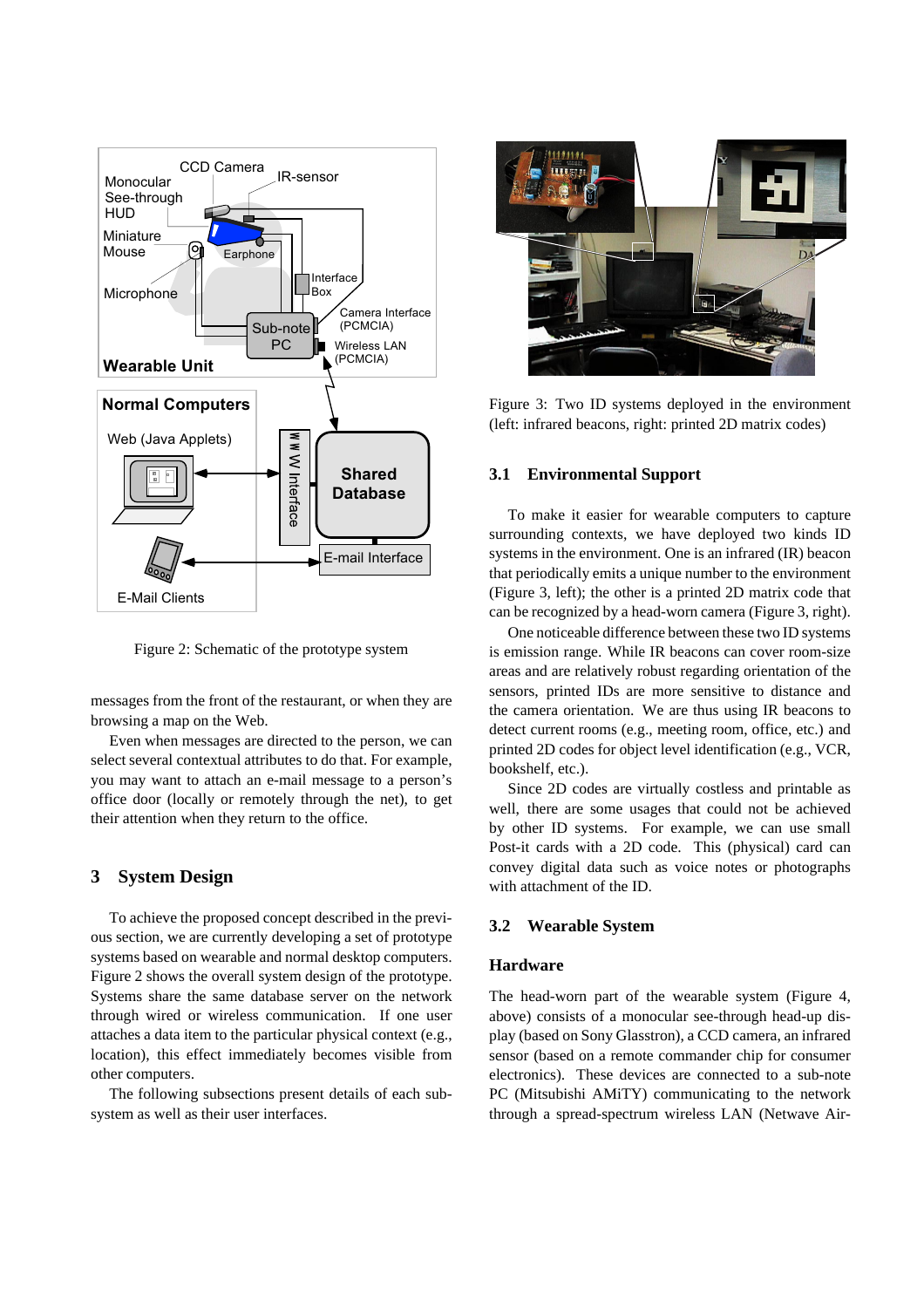Figure 2: Schematic of the prototype system

messages from the front of the restaurant, or when they are browsing a map on the Web.

Even when messages are directed to the person, we can select several contextual attributes to do that. For example, you may want to attach an e-mail message to a person's office door (locally or remotely through the net), to get their attention when they return to the office.

## 3 System Design

To achieve the proposed concept described in the previous section, we are currently developing a set of prototype systems based on wearable and normal desktop computers. Figure 2 shows the overall system design of the prototype. Systems share the same database server on the network through wired or wireless communication. If one user attaches a data item to the particular physical context (e.g., location), this effect immediately becomes visible from other computers.

The following subsections present details of each subsystem as well as their user interfaces.

Figure 3: Two ID systems deployed in the environment (left: infrared beacons, right: printed 2D matrix codes)

### 3.1 Environmental Support

To make it easier for wearable computers to capture surrounding contexts, we have deployed two kinds ID systems in the environment. One is an infrared (IR) beacon that periodically emits a unique number to the environment (Figure 3, left); the other is a printed 2D matrix code that can be recognized by a head-worn camera (Figure 3, right).

One noticeable difference between these two ID systems is emission range. While IR beacons can cover room-size areas and are relatively robust regarding orientation of the sensors, printed IDs are more sensitive to distance and the camera orientation. We are thus using IR beacons to detect current rooms (e.g., meeting room, office, etc.) and printed 2D codes for object level identification (e.g., VCR, bookshelf, etc.).

Since 2D codes are virtually costless and printable as well, there are some usages that could not be achieved by other ID systems. For example, we can use small Post-it cards with a 2D code. This (physical) card can convey digital data such as voice notes or photographs with attachment of the ID.

### 3.2 Wearable System

#### Hardware

The head-worn part of the wearable system (Figure 4, above) consists of a monocular see-through head-up display (based on Sony Glasstron), a CCD camera, an infrared sensor (based on a remote commander chip for consumer electronics). These devices are connected to a sub-note PC (Mitsubishi AMiTY) communicating to the network through a spread-spectrum wireless LAN (Netwave Air-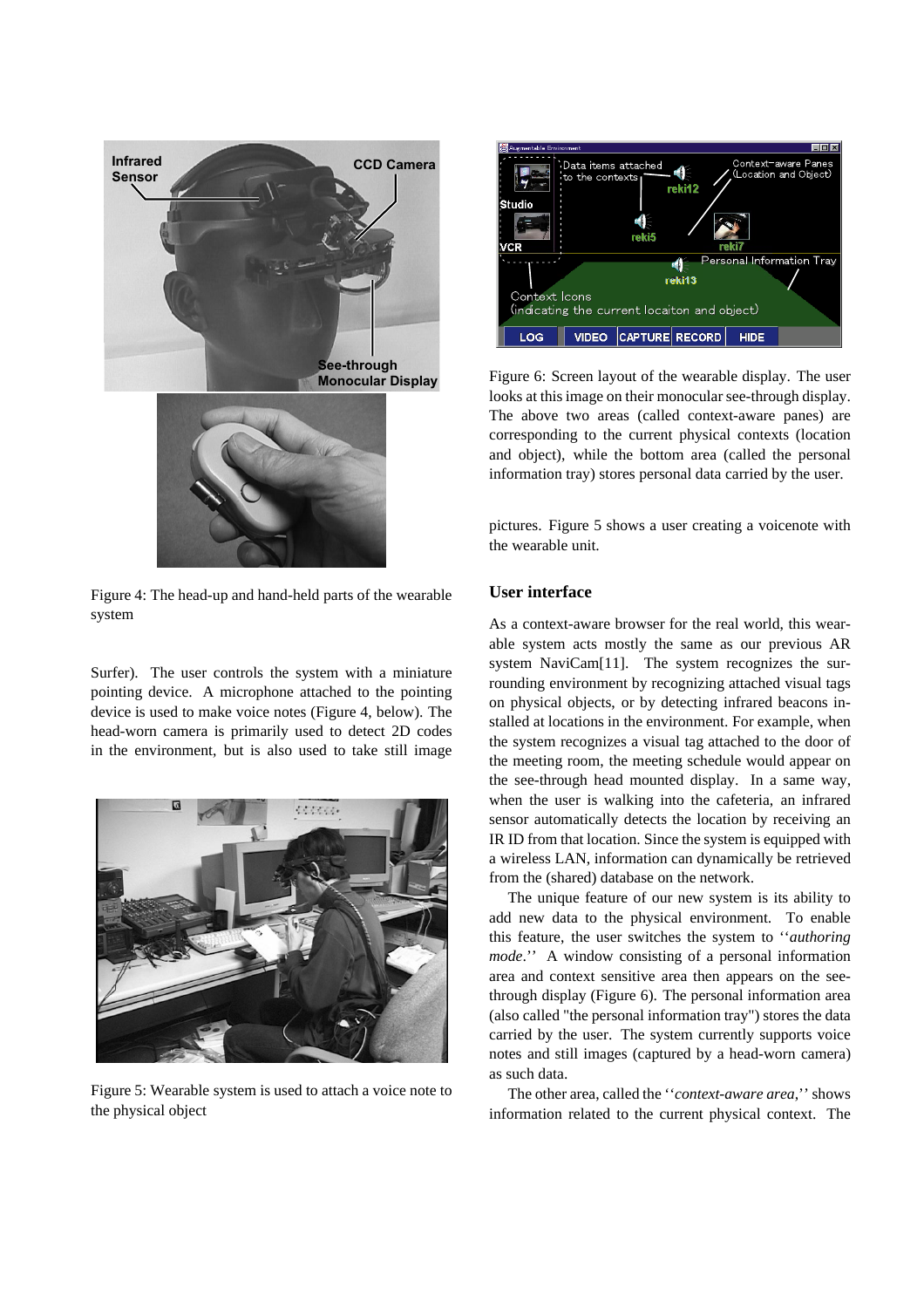Figure 4: The head-up and hand-held parts of the wearable system

Surfer). The user controls the system with a miniature pointing device. A microphone attached to the pointing device is used to make voice notes (Figure 4, below). The head-worn camera is primarily used to detect 2D codes in the environment, but is also used to take still image pictures. Figure 5 shows a user creating a voicenote with the wearable unit.

Figure 5: Wearable system is used to attach a voice note to the physical object

Figure 6: Screen layout of the wearable display. The user looks at this image on their monocular see-through display. The above two areas (called context-aware panes) are corresponding to the current physical contexts (location and object), while the bottom area (called the personal information tray) stores personal data carried by the user.

## User interface

As a context-aware browser for the real world, this wearable system acts mostly the same as our previous AR system NaviCam[11]. The system recognizes the surrounding environment by recognizing attached visual tags on physical objects, or by detecting infrared beacons installed at locations in the environment. For example, when the system recognizes a visual tag attached to the door of the meeting room, the meeting schedule would appear on the see-through head mounted display. In a same way, when the user is walking into the cafeteria, an infrared sensor automatically detects the location by receiving an IR ID from that location. Since the system is equipped with a wireless LAN, information can dynamically be retrieved from the (shared) database on the network.

The unique feature of our new system is its ability to add new data to the physical environment. To enable this feature, the user switches the system to ''*authoring mode*.'' A window consisting of a personal information area and context sensitive area then appears on the see-through display (Figure 6). The personal information area (also called "the personal information tray") stores the data carried by the user. The system currently supports voice notes and still images (captured by a head-worn camera) as such data.

The other area, called the ''*context-aware area*,'' shows information related to the current physical context. The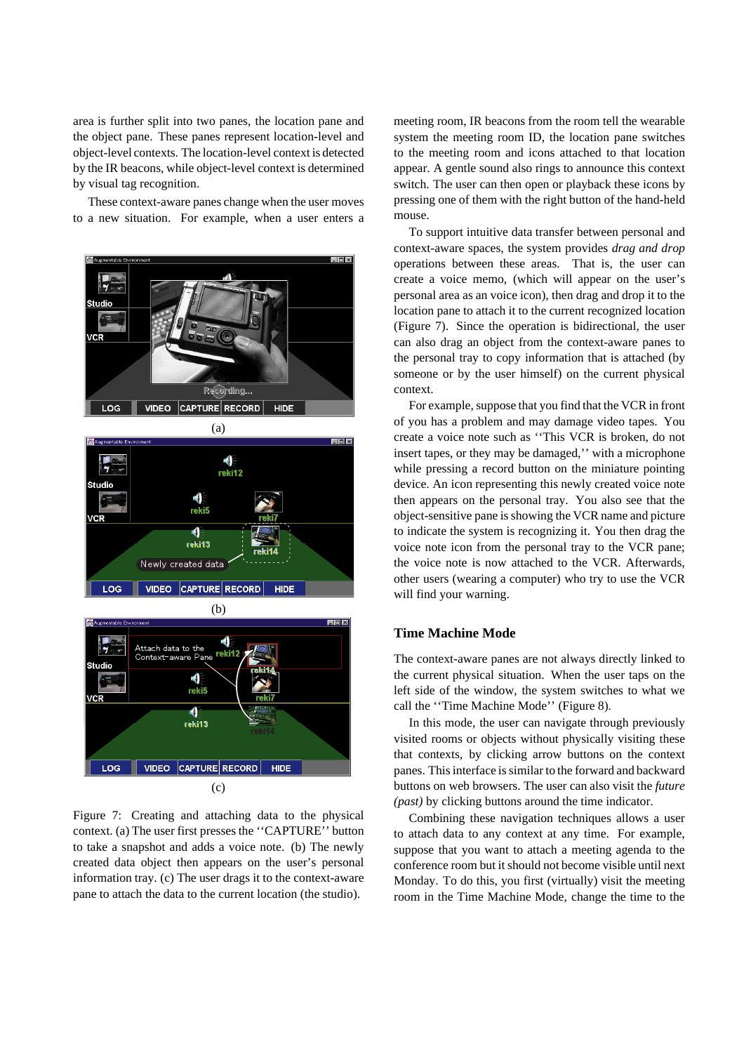area is further split into two panes, the location pane and the object pane. These panes represent location-level and object-level contexts. The location-level context is detected by the IR beacons, while object-level context is determined by visual tag recognition.

These context-aware panes change when the user moves to a new situation. For example, when a user enters a meeting room, IR beacons from the room tell the wearable system the meeting room ID, the location pane switches to the meeting room and icons attached to that location appear. A gentle sound also rings to announce this context switch. The user can then open or playback these icons by pressing one of them with the right button of the hand-held mouse.

Figure 7: Creating and attaching data to the physical context. (a) The user first presses the ''CAPTURE'' button to take a snapshot and adds a voice note. (b) The newly created data object then appears on the user's personal information tray. (c) The user drags it to the context-aware pane to attach the data to the current location (the studio).

To support intuitive data transfer between personal and context-aware spaces, the system provides *drag and drop* operations between these areas. That is, the user can create a voice memo, (which will appear on the user's personal area as an voice icon), then drag and drop it to the location pane to attach it to the current recognized location (Figure 7). Since the operation is bidirectional, the user can also drag an object from the context-aware panes to the personal tray to copy information that is attached (by someone or by the user himself) on the current physical context.

For example, suppose that you find that the VCR in front of you has a problem and may damage video tapes. You create a voice note such as ''This VCR is broken, do not insert tapes, or they may be damaged,'' with a microphone while pressing a record button on the miniature pointing device. An icon representing this newly created voice note then appears on the personal tray. You also see that the object-sensitive pane is showing the VCR name and picture to indicate the system is recognizing it. You then drag the voice note icon from the personal tray to the VCR pane; the voice note is now attached to the VCR. Afterwards, other users (wearing a computer) who try to use the VCR will find your warning.

## Time Machine Mode

The context-aware panes are not always directly linked to the current physical situation. When the user taps on the left side of the window, the system switches to what we call the ''Time Machine Mode'' (Figure 8).

In this mode, the user can navigate through previously visited rooms or objects without physically visiting these that contexts, by clicking arrow buttons on the context panes. This interface is similar to the forward and backward buttons on web browsers. The user can also visit the *future (past)* by clicking buttons around the time indicator.

Combining these navigation techniques allows a user to attach data to any context at any time. For example, suppose that you want to attach a meeting agenda to the conference room but it should not become visible until next Monday. To do this, you first (virtually) visit the meeting room in the Time Machine Mode, change the time to the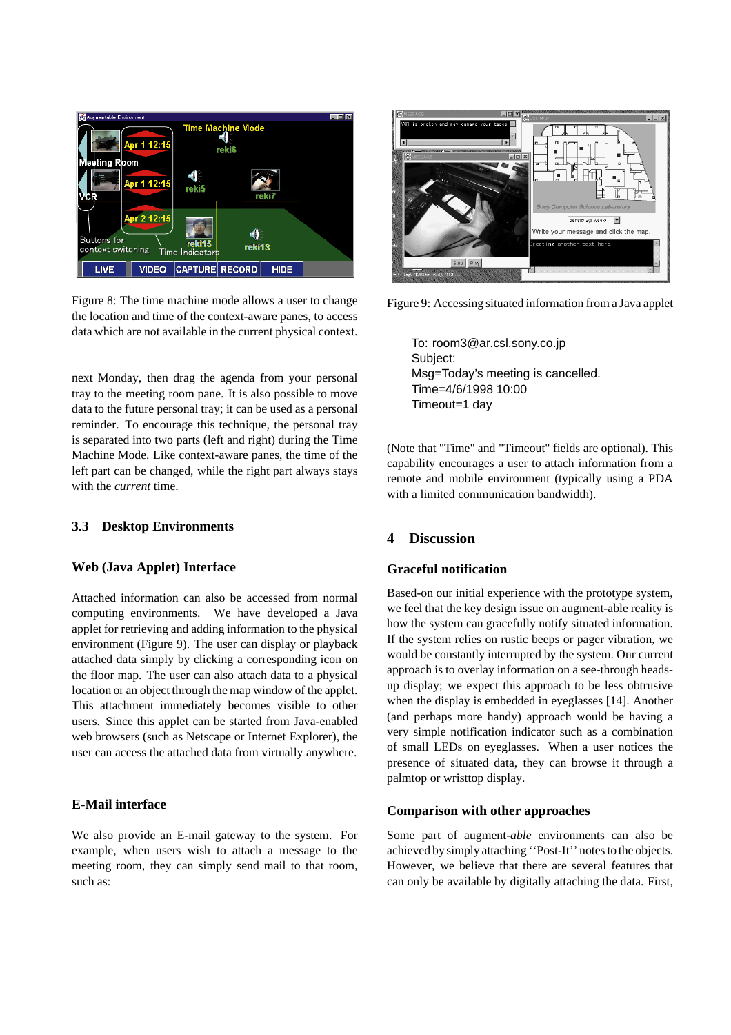Figure 8: The time machine mode allows a user to change the location and time of the context-aware panes, to access data which are not available in the current physical context.

next Monday, then drag the agenda from your personal tray to the meeting room pane. It is also possible to move data to the future personal tray; it can be used as a personal reminder. To encourage this technique, the personal tray is separated into two parts (left and right) during the Time Machine Mode. Like context-aware panes, the time of the left part can be changed, while the right part always stays with the *current* time.

### 3.3 Desktop Environments

#### Web (Java Applet) Interface

Attached information can also be accessed from normal computing environments. We have developed a Java applet for retrieving and adding information to the physical environment (Figure 9). The user can display or playback attached data simply by clicking a corresponding icon on the floor map. The user can also attach data to a physical location or an object through the map window of the applet. This attachment immediately becomes visible to other users. Since this applet can be started from Java-enabled web browsers (such as Netscape or Internet Explorer), the user can access the attached data from virtually anywhere.

#### E-Mail interface

We also provide an E-mail gateway to the system. For example, when users wish to attach a message to the meeting room, they can simply send mail to that room, such as:

Figure 9: Accessing situated information from a Java applet

```
To: room3@ar.csl.sony.co.jp
Subject:
Msg=Today's meeting is cancelled.
Time=4/6/1998 10:00
Timeout=1 day
```

(Note that "Time" and "Timeout" fields are optional). This capability encourages a user to attach information from a remote and mobile environment (typically using a PDA with a limited communication bandwidth).

## 4 Discussion

#### Graceful notification

Based-on our initial experience with the prototype system, we feel that the key design issue on augment-able reality is how the system can gracefully notify situated information. If the system relies on rustic beeps or pager vibration, we would be constantly interrupted by the system. Our current approach is to overlay information on a see-through heads-up display; we expect this approach to be less obtrusive when the display is embedded in eyeglasses [14]. Another (and perhaps more handy) approach would be having a very simple notification indicator such as a combination of small LEDs on eyeglasses. When a user notices the presence of situated data, they can browse it through a palmtop or wristtop display.

#### Comparison with other approaches

Some part of augment-*able* environments can also be achieved by simply attaching ''Post-It'' notes to the objects. However, we believe that there are several features that can only be available by digitally attaching the data. First,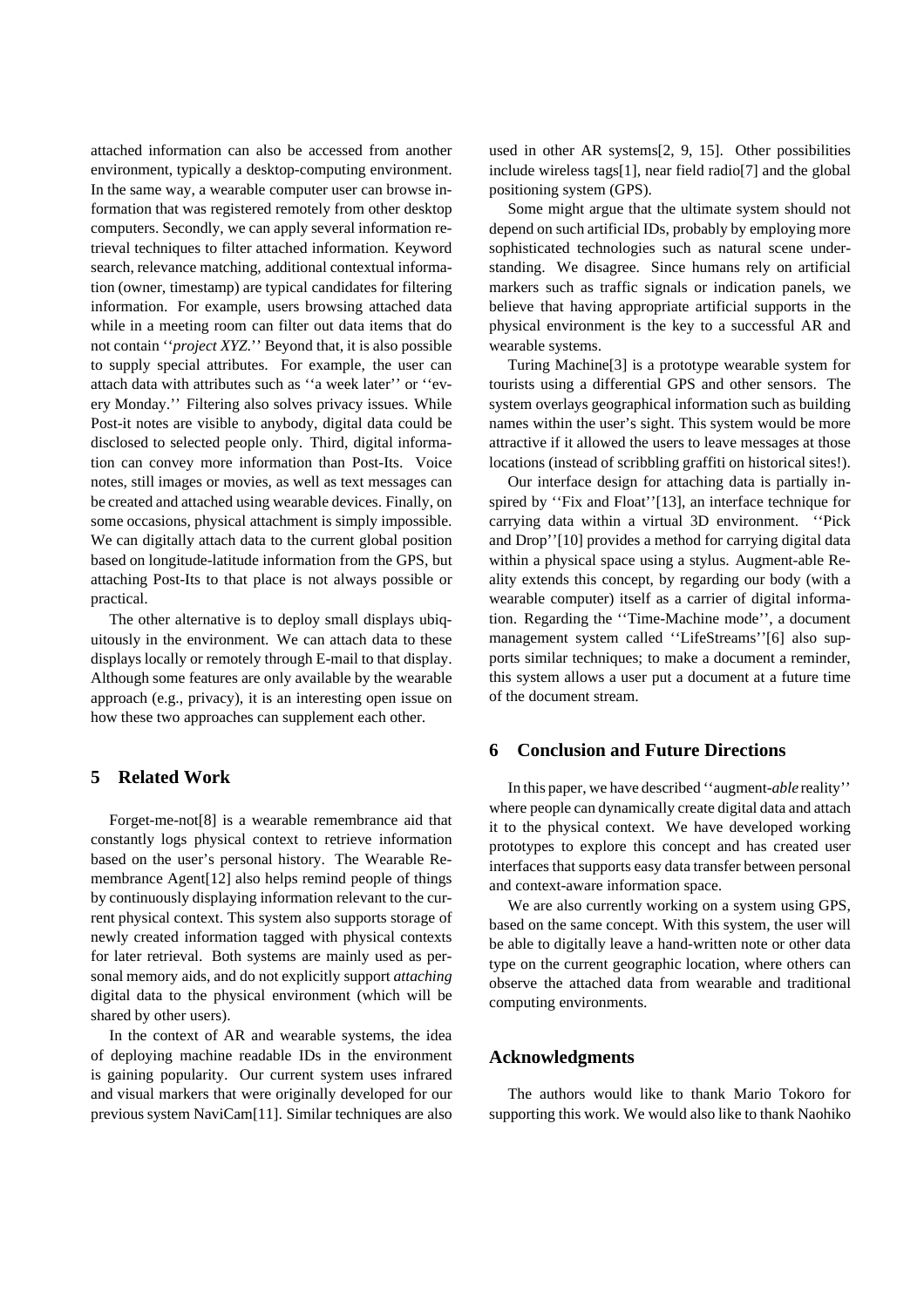attached information can also be accessed from another environment, typically a desktop-computing environment. In the same way, a wearable computer user can browse information that was registered remotely from other desktop computers. Secondly, we can apply several information retrieval techniques to filter attached information. Keyword search, relevance matching, additional contextual information (owner, timestamp) are typical candidates for filtering information. For example, users browsing attached data while in a meeting room can filter out data items that do not contain ''*project XYZ.*'' Beyond that, it is also possible to supply special attributes. For example, the user can attach data with attributes such as ''a week later'' or ''every Monday.'' Filtering also solves privacy issues. While Post-it notes are visible to anybody, digital data could be disclosed to selected people only. Third, digital information can convey more information than Post-Its. Voice notes, still images or movies, as well as text messages can be created and attached using wearable devices. Finally, on some occasions, physical attachment is simply impossible. We can digitally attach data to the current global position based on longitude-latitude information from the GPS, but attaching Post-Its to that place is not always possible or practical.

The other alternative is to deploy small displays ubiquitously in the environment. We can attach data to these displays locally or remotely through E-mail to that display. Although some features are only available by the wearable approach (e.g., privacy), it is an interesting open issue on how these two approaches can supplement each other.

## 5 Related Work

Forget-me-not[8] is a wearable remembrance aid that constantly logs physical context to retrieve information based on the user's personal history. The Wearable Remembrance Agent[12] also helps remind people of things by continuously displaying information relevant to the current physical context. This system also supports storage of newly created information tagged with physical contexts for later retrieval. Both systems are mainly used as personal memory aids, and do not explicitly support *attaching* digital data to the physical environment (which will be shared by other users).

In the context of AR and wearable systems, the idea of deploying machine readable IDs in the environment is gaining popularity. Our current system uses infrared and visual markers that were originally developed for our previous system NaviCam[11]. Similar techniques are also used in other AR systems[2, 9, 15]. Other possibilities include wireless tags[1], near field radio[7] and the global positioning system (GPS).

Some might argue that the ultimate system should not depend on such artificial IDs, probably by employing more sophisticated technologies such as natural scene understanding. We disagree. Since humans rely on artificial markers such as traffic signals or indication panels, we believe that having appropriate artificial supports in the physical environment is the key to a successful AR and wearable systems.

Turing Machine[3] is a prototype wearable system for tourists using a differential GPS and other sensors. The system overlays geographical information such as building names within the user's sight. This system would be more attractive if it allowed the users to leave messages at those locations (instead of scribbling graffiti on historical sites!).

Our interface design for attaching data is partially inspired by ''Fix and Float''[13], an interface technique for carrying data within a virtual 3D environment. ''Pick and Drop''[10] provides a method for carrying digital data within a physical space using a stylus. Augment-able Reality extends this concept, by regarding our body (with a wearable computer) itself as a carrier of digital information. Regarding the ''Time-Machine mode'', a document management system called ''LifeStreams''[6] also supports similar techniques; to make a document a reminder, this system allows a user put a document at a future time of the document stream.

## 6 Conclusion and Future Directions

In this paper, we have described ''augment-*able* reality'' where people can dynamically create digital data and attach it to the physical context. We have developed working prototypes to explore this concept and has created user interfaces that supports easy data transfer between personal and context-aware information space.

We are also currently working on a system using GPS, based on the same concept. With this system, the user will be able to digitally leave a hand-written note or other data type on the current geographic location, where others can observe the attached data from wearable and traditional computing environments.

## Acknowledgments

The authors would like to thank Mario Tokoro for supporting this work. We would also like to thank Naohiko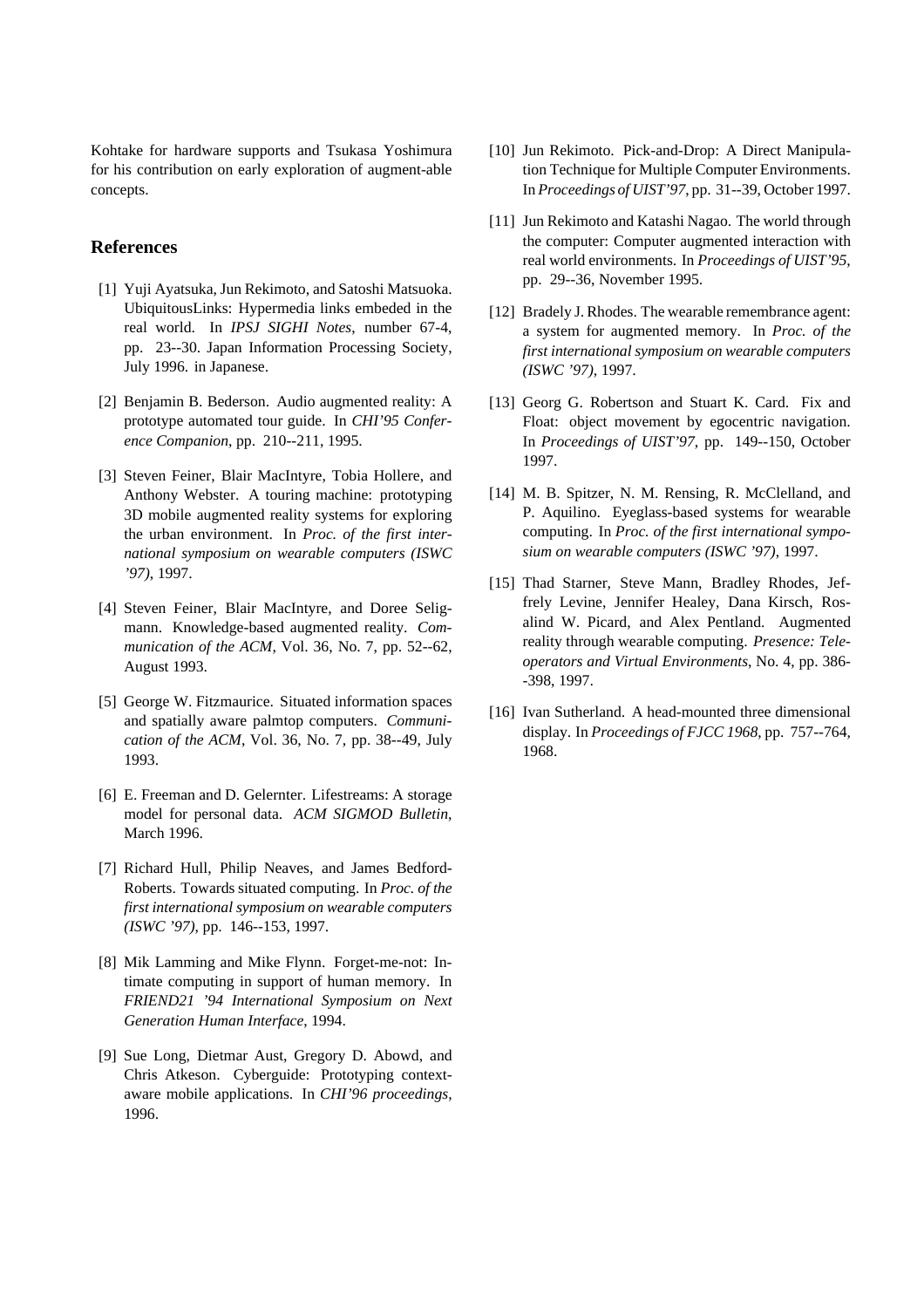Kohtake for hardware supports and Tsukasa Yoshimura for his contribution on early exploration of augment-able concepts.

## References

[1] Yuji Ayatsuka, Jun Rekimoto, and Satoshi Matsuoka. UbiquitousLinks: Hypermedia links embeded in the real world. In *IPSJ SIGHI Notes*, number 67-4, pp. 23--30. Japan Information Processing Society, July 1996. in Japanese.

[2] Benjamin B. Bederson. Audio augmented reality: A prototype automated tour guide. In *CHI'95 Conference Companion*, pp. 210--211, 1995.

[3] Steven Feiner, Blair MacIntyre, Tobia Hollere, and Anthony Webster. A touring machine: prototyping 3D mobile augmented reality systems for exploring the urban environment. In *Proc. of the first international symposium on wearable computers (ISWC '97)*, 1997.

[4] Steven Feiner, Blair MacIntyre, and Doree Seligmann. Knowledge-based augmented reality. *Communication of the ACM*, Vol. 36, No. 7, pp. 52--62, August 1993.

[5] George W. Fitzmaurice. Situated information spaces and spatially aware palmtop computers. *Communication of the ACM*, Vol. 36, No. 7, pp. 38--49, July 1993.

[6] E. Freeman and D. Gelernter. Lifestreams: A storage model for personal data. *ACM SIGMOD Bulletin*, March 1996.

[7] Richard Hull, Philip Neaves, and James Bedford-Roberts. Towards situated computing. In *Proc. of the first international symposium on wearable computers (ISWC '97)*, pp. 146--153, 1997.

[8] Mik Lamming and Mike Flynn. Forget-me-not: Intimate computing in support of human memory. In *FRIEND21 '94 International Symposium on Next Generation Human Interface*, 1994.

[9] Sue Long, Dietmar Aust, Gregory D. Abowd, and Chris Atkeson. Cyberguide: Prototyping context-aware mobile applications. In *CHI'96 proceedings*, 1996.

[10] Jun Rekimoto. Pick-and-Drop: A Direct Manipulation Technique for Multiple Computer Environments. In *Proceedings of UIST'97*, pp. 31--39, October 1997.

[11] Jun Rekimoto and Katashi Nagao. The world through the computer: Computer augmented interaction with real world environments. In *Proceedings of UIST'95*, pp. 29--36, November 1995.

[12] Bradely J. Rhodes. The wearable remembrance agent: a system for augmented memory. In *Proc. of the first international symposium on wearable computers (ISWC '97)*, 1997.

[13] Georg G. Robertson and Stuart K. Card. Fix and Float: object movement by egocentric navigation. In *Proceedings of UIST'97*, pp. 149--150, October 1997.

[14] M. B. Spitzer, N. M. Rensing, R. McClelland, and P. Aquilino. Eyeglass-based systems for wearable computing. In *Proc. of the first international symposium on wearable computers (ISWC '97)*, 1997.

[15] Thad Starner, Steve Mann, Bradley Rhodes, Jeffrely Levine, Jennifer Healey, Dana Kirsch, Rosalind W. Picard, and Alex Pentland. Augmented reality through wearable computing. *Presence: Teleoperators and Virtual Environments*, No. 4, pp. 386--398, 1997.

[16] Ivan Sutherland. A head-mounted three dimensional display. In *Proceedings of FJCC 1968*, pp. 757--764, 1968.